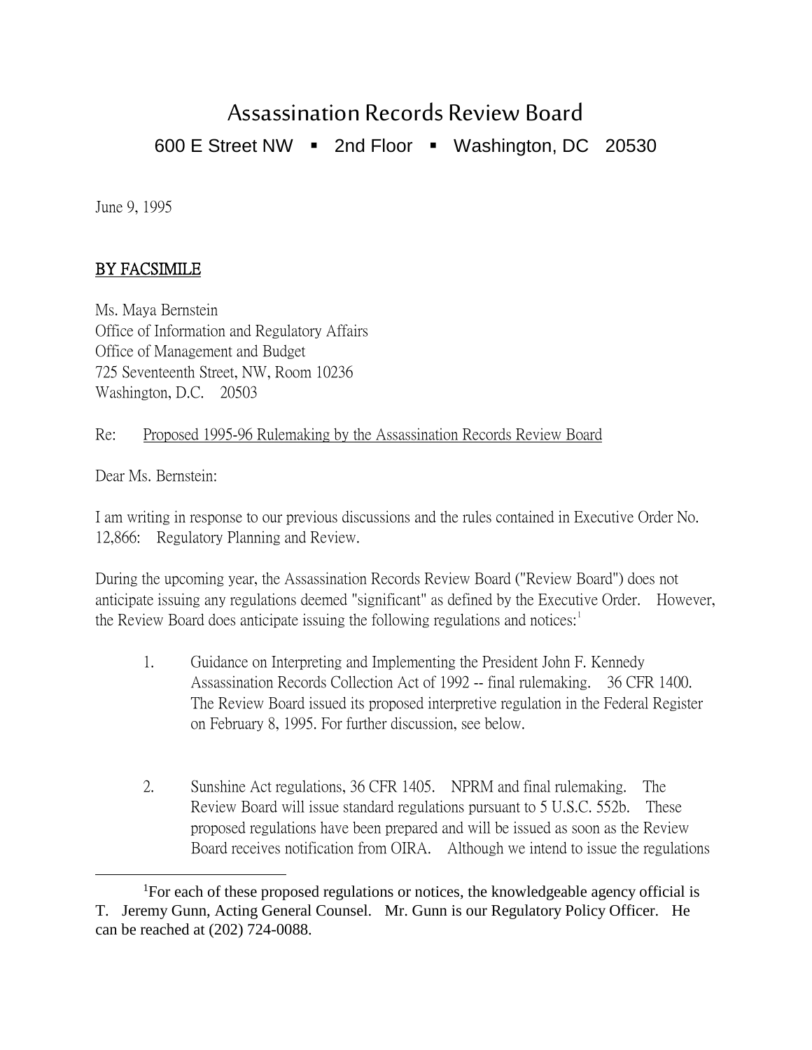# Assassination Records Review Board

600 E Street NW ▪ 2nd Floor ▪ Washington, DC 20530

June 9, 1995

<u>BY FACSIMILE</u>

Ms. Maya Bernstein
Office of Information and Regulatory Affairs
Office of Management and Budget
725 Seventeenth Street, NW, Room 10236
Washington, D.C. 20503

Re: <u>Proposed 1995-96 Rulemaking by the Assassination Records Review Board</u>

Dear Ms. Bernstein:

I am writing in response to our previous discussions and the rules contained in Executive Order No. 12,866: Regulatory Planning and Review.

During the upcoming year, the Assassination Records Review Board ("Review Board") does not anticipate issuing any regulations deemed "significant" as defined by the Executive Order. However, the Review Board does anticipate issuing the following regulations and notices:[1]

1. Guidance on Interpreting and Implementing the President John F. Kennedy Assassination Records Collection Act of 1992 -- final rulemaking. 36 CFR 1400. The Review Board issued its proposed interpretive regulation in the Federal Register on February 8, 1995. For further discussion, see below.

2. Sunshine Act regulations, 36 CFR 1405. NPRM and final rulemaking. The Review Board will issue standard regulations pursuant to 5 U.S.C. 552b. These proposed regulations have been prepared and will be issued as soon as the Review Board receives notification from OIRA. Although we intend to issue the regulations

---

[1] For each of these proposed regulations or notices, the knowledgeable agency official is T. Jeremy Gunn, Acting General Counsel. Mr. Gunn is our Regulatory Policy Officer. He can be reached at (202) 724-0088.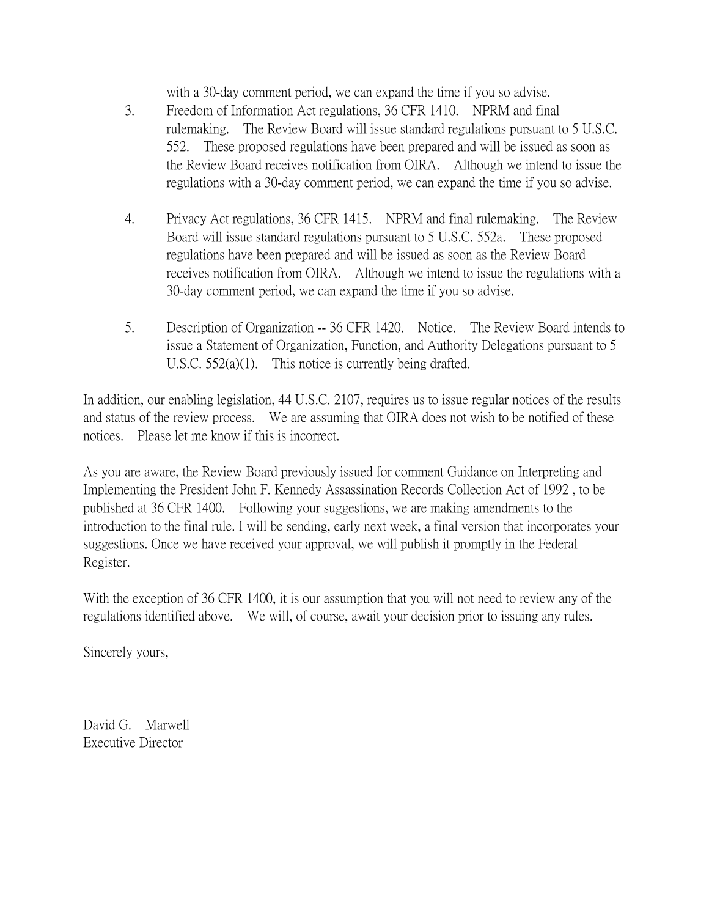with a 30-day comment period, we can expand the time if you so advise.

3. Freedom of Information Act regulations, 36 CFR 1410. NPRM and final rulemaking. The Review Board will issue standard regulations pursuant to 5 U.S.C. 552. These proposed regulations have been prepared and will be issued as soon as the Review Board receives notification from OIRA. Although we intend to issue the regulations with a 30-day comment period, we can expand the time if you so advise.

4. Privacy Act regulations, 36 CFR 1415. NPRM and final rulemaking. The Review Board will issue standard regulations pursuant to 5 U.S.C. 552a. These proposed regulations have been prepared and will be issued as soon as the Review Board receives notification from OIRA. Although we intend to issue the regulations with a 30-day comment period, we can expand the time if you so advise.

5. Description of Organization -- 36 CFR 1420. Notice. The Review Board intends to issue a Statement of Organization, Function, and Authority Delegations pursuant to 5 U.S.C. 552(a)(1). This notice is currently being drafted.

In addition, our enabling legislation, 44 U.S.C. 2107, requires us to issue regular notices of the results and status of the review process. We are assuming that OIRA does not wish to be notified of these notices. Please let me know if this is incorrect.

As you are aware, the Review Board previously issued for comment Guidance on Interpreting and Implementing the President John F. Kennedy Assassination Records Collection Act of 1992 , to be published at 36 CFR 1400. Following your suggestions, we are making amendments to the introduction to the final rule. I will be sending, early next week, a final version that incorporates your suggestions. Once we have received your approval, we will publish it promptly in the Federal Register.

With the exception of 36 CFR 1400, it is our assumption that you will not need to review any of the regulations identified above. We will, of course, await your decision prior to issuing any rules.

Sincerely yours,

David G. Marwell
Executive Director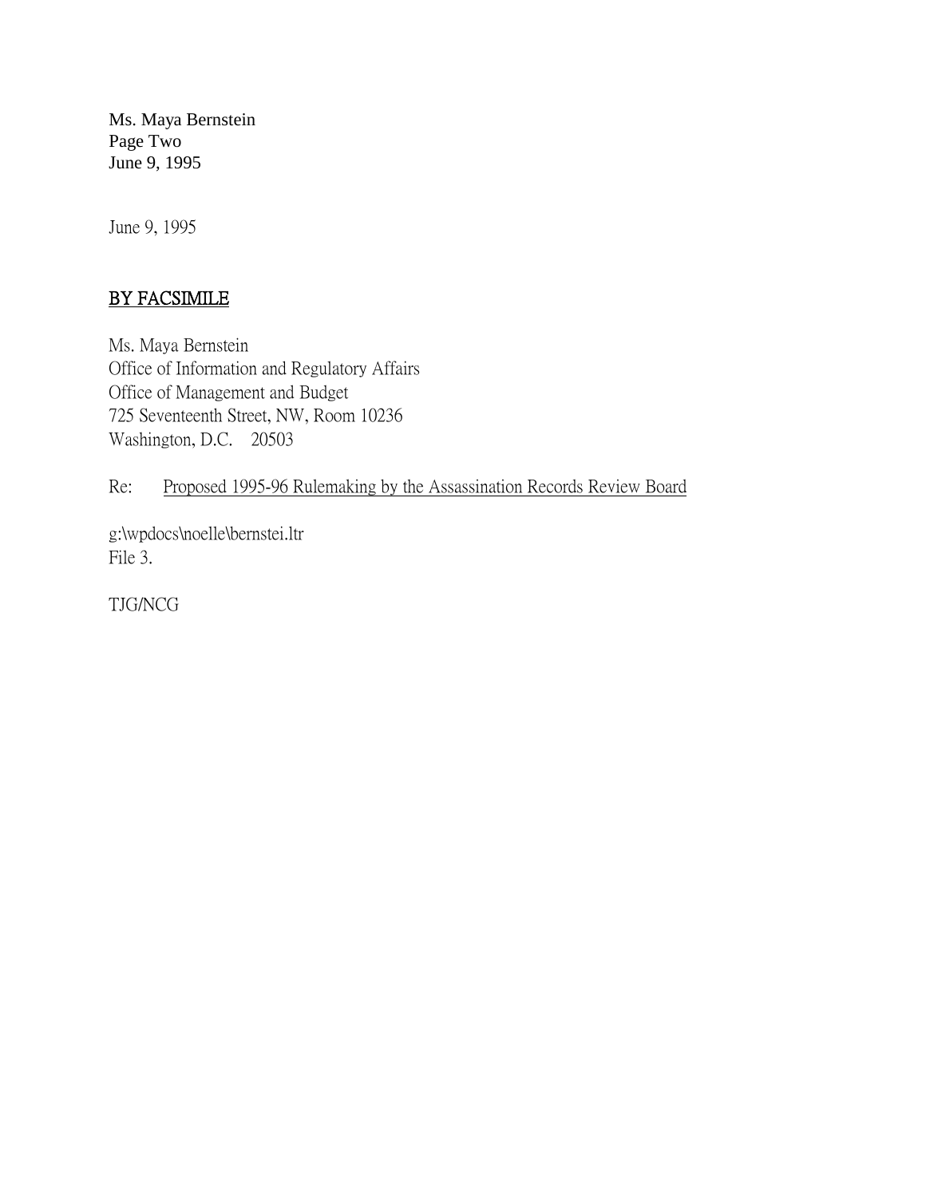June 9, 1995

BY FACSIMILE

Ms. Maya Bernstein
Office of Information and Regulatory Affairs
Office of Management and Budget
725 Seventeenth Street, NW, Room 10236
Washington, D.C. 20503

Re: Proposed 1995-96 Rulemaking by the Assassination Records Review Board

g:\wpdocs\noelle\bernstei.ltr
File 3.

TJG/NCG